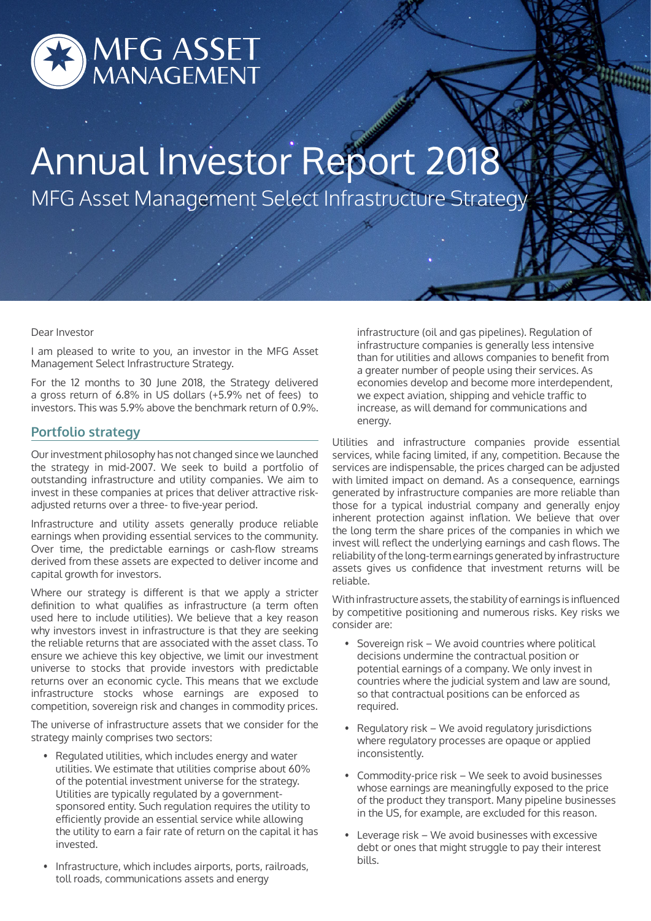# MFG ASSET MANAGEMENT

# Annual Investor Report 2018

## MFG Asset Management Select Infrastructure Strategy

Dear Investor

I am pleased to write to you, an investor in the MFG Asset Management Select Infrastructure Strategy.

For the 12 months to 30 June 2018, the Strategy delivered a gross return of 6.8% in US dollars (+5.9% net of fees) to investors. This was 5.9% above the benchmark return of 0.9%.

## Portfolio strategy

Our investment philosophy has not changed since we launched the strategy in mid-2007. We seek to build a portfolio of outstanding infrastructure and utility companies. We aim to invest in these companies at prices that deliver attractive risk-adjusted returns over a three- to five-year period.

Infrastructure and utility assets generally produce reliable earnings when providing essential services to the community. Over time, the predictable earnings or cash-flow streams derived from these assets are expected to deliver income and capital growth for investors.

Where our strategy is different is that we apply a stricter definition to what qualifies as infrastructure (a term often used here to include utilities). We believe that a key reason why investors invest in infrastructure is that they are seeking the reliable returns that are associated with the asset class. To ensure we achieve this key objective, we limit our investment universe to stocks that provide investors with predictable returns over an economic cycle. This means that we exclude infrastructure stocks whose earnings are exposed to competition, sovereign risk and changes in commodity prices.

The universe of infrastructure assets that we consider for the strategy mainly comprises two sectors:

- Regulated utilities, which includes energy and water utilities. We estimate that utilities comprise about 60% of the potential investment universe for the strategy. Utilities are typically regulated by a government-sponsored entity. Such regulation requires the utility to efficiently provide an essential service while allowing the utility to earn a fair rate of return on the capital it has invested.
- Infrastructure, which includes airports, ports, railroads, toll roads, communications assets and energy infrastructure (oil and gas pipelines). Regulation of infrastructure companies is generally less intensive than for utilities and allows companies to benefit from a greater number of people using their services. As economies develop and become more interdependent, we expect aviation, shipping and vehicle traffic to increase, as will demand for communications and energy.

Utilities and infrastructure companies provide essential services, while facing limited, if any, competition. Because the services are indispensable, the prices charged can be adjusted with limited impact on demand. As a consequence, earnings generated by infrastructure companies are more reliable than those for a typical industrial company and generally enjoy inherent protection against inflation. We believe that over the long term the share prices of the companies in which we invest will reflect the underlying earnings and cash flows. The reliability of the long-term earnings generated by infrastructure assets gives us confidence that investment returns will be reliable.

With infrastructure assets, the stability of earnings is influenced by competitive positioning and numerous risks. Key risks we consider are:

- Sovereign risk – We avoid countries where political decisions undermine the contractual position or potential earnings of a company. We only invest in countries where the judicial system and law are sound, so that contractual positions can be enforced as required.
- Regulatory risk – We avoid regulatory jurisdictions where regulatory processes are opaque or applied inconsistently.
- Commodity-price risk – We seek to avoid businesses whose earnings are meaningfully exposed to the price of the product they transport. Many pipeline businesses in the US, for example, are excluded for this reason.
- Leverage risk – We avoid businesses with excessive debt or ones that might struggle to pay their interest bills.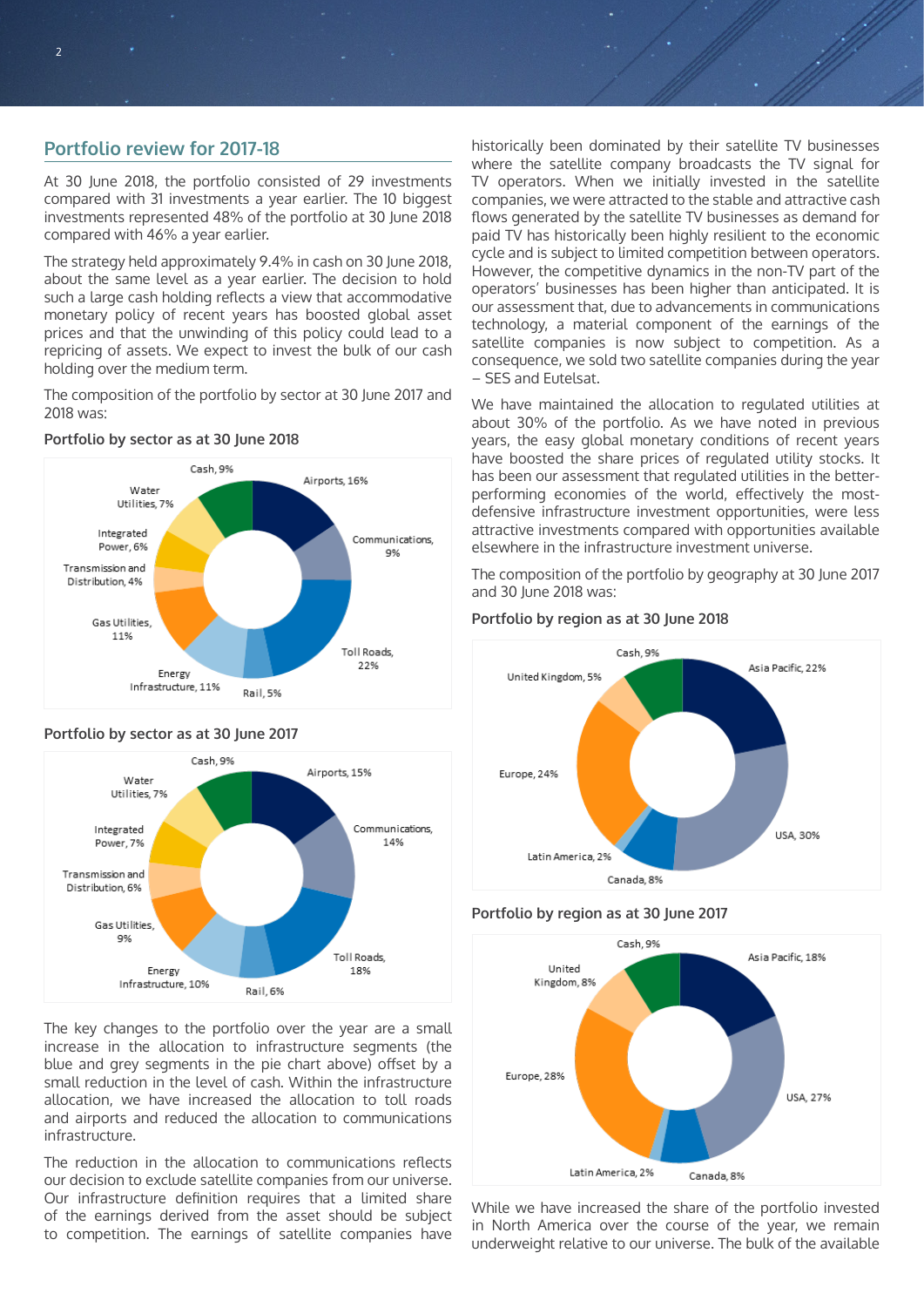## Portfolio review for 2017-18

At 30 June 2018, the portfolio consisted of 29 investments compared with 31 investments a year earlier. The 10 biggest investments represented 48% of the portfolio at 30 June 2018 compared with 46% a year earlier.

The strategy held approximately 9.4% in cash on 30 June 2018, about the same level as a year earlier. The decision to hold such a large cash holding reflects a view that accommodative monetary policy of recent years has boosted global asset prices and that the unwinding of this policy could lead to a repricing of assets. We expect to invest the bulk of our cash holding over the medium term.

The composition of the portfolio by sector at 30 June 2017 and 2018 was:

**Portfolio by sector as at 30 June 2018**

| Sector | % |
|---|---|
| Airports | 16% |
| Communications | 9% |
| Toll Roads | 22% |
| Rail | 5% |
| Energy Infrastructure | 11% |
| Gas Utilities | 11% |
| Transmission and Distribution | 4% |
| Integrated Power | 6% |
| Water Utilities | 7% |
| Cash | 9% |

**Portfolio by sector as at 30 June 2017**

| Sector | % |
|---|---|
| Airports | 15% |
| Communications | 14% |
| Toll Roads | 18% |
| Rail | 6% |
| Energy Infrastructure | 10% |
| Gas Utilities | 9% |
| Transmission and Distribution | 6% |
| Integrated Power | 7% |
| Water Utilities | 7% |
| Cash | 9% |

The key changes to the portfolio over the year are a small increase in the allocation to infrastructure segments (the blue and grey segments in the pie chart above) offset by a small reduction in the level of cash. Within the infrastructure allocation, we have increased the allocation to toll roads and airports and reduced the allocation to communications infrastructure.

The reduction in the allocation to communications reflects our decision to exclude satellite companies from our universe. Our infrastructure definition requires that a limited share of the earnings derived from the asset should be subject to competition. The earnings of satellite companies have historically been dominated by their satellite TV businesses where the satellite company broadcasts the TV signal for TV operators. When we initially invested in the satellite companies, we were attracted to the stable and attractive cash flows generated by the satellite TV businesses as demand for paid TV has historically been highly resilient to the economic cycle and is subject to limited competition between operators. However, the competitive dynamics in the non-TV part of the operators' businesses has been higher than anticipated. It is our assessment that, due to advancements in communications technology, a material component of the earnings of the satellite companies is now subject to competition. As a consequence, we sold two satellite companies during the year – SES and Eutelsat.

We have maintained the allocation to regulated utilities at about 30% of the portfolio. As we have noted in previous years, the easy global monetary conditions of recent years have boosted the share prices of regulated utility stocks. It has been our assessment that regulated utilities in the better-performing economies of the world, effectively the most-defensive infrastructure investment opportunities, were less attractive investments compared with opportunities available elsewhere in the infrastructure investment universe.

The composition of the portfolio by geography at 30 June 2017 and 30 June 2018 was:

**Portfolio by region as at 30 June 2018**

| Region | % |
|---|---|
| Asia Pacific | 22% |
| USA | 30% |
| Canada | 8% |
| Latin America | 2% |
| Europe | 24% |
| United Kingdom | 5% |
| Cash | 9% |

**Portfolio by region as at 30 June 2017**

| Region | % |
|---|---|
| Asia Pacific | 18% |
| USA | 27% |
| Canada | 8% |
| Latin America | 2% |
| Europe | 28% |
| United Kingdom | 8% |
| Cash | 9% |

While we have increased the share of the portfolio invested in North America over the course of the year, we remain underweight relative to our universe. The bulk of the available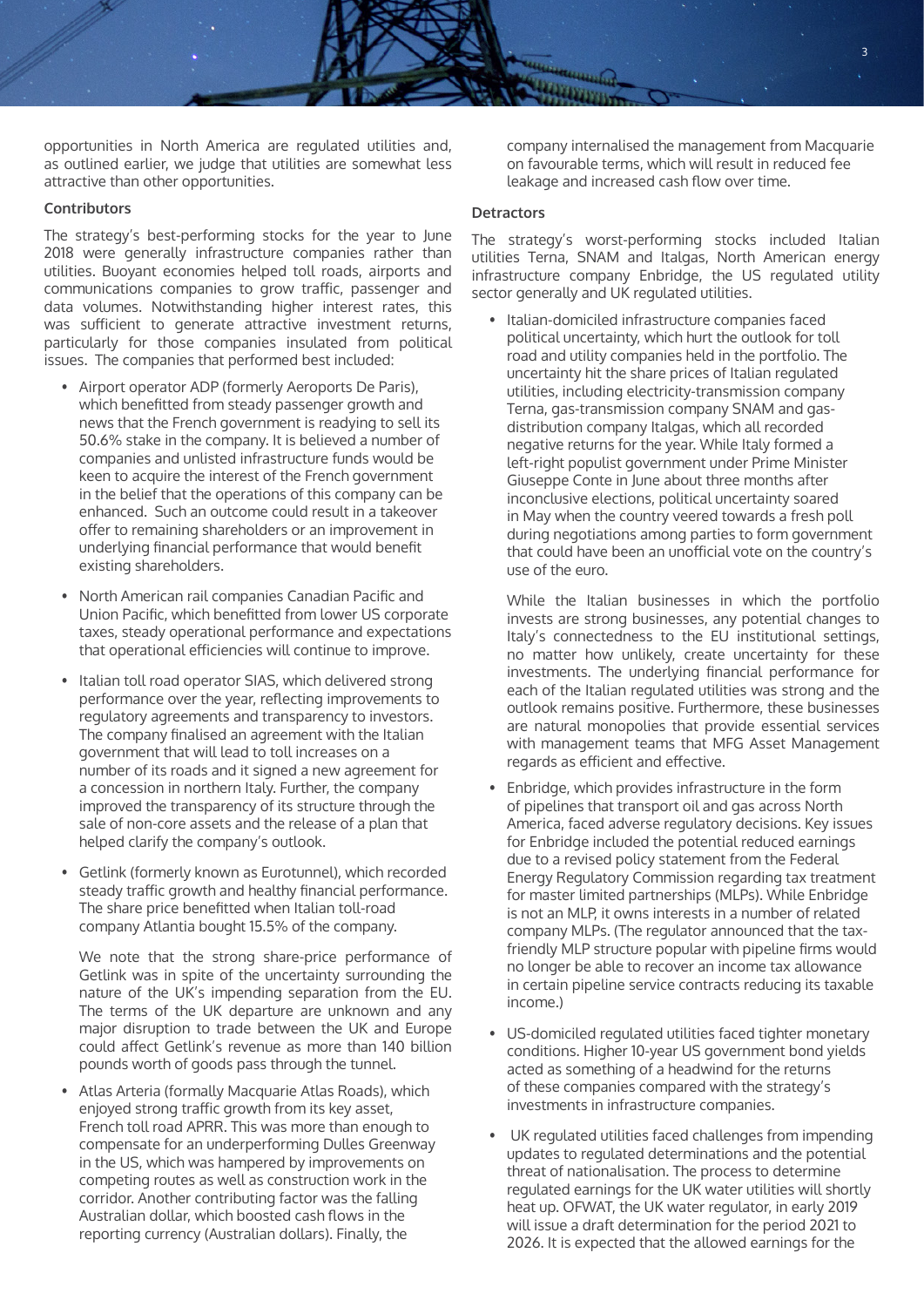opportunities in North America are regulated utilities and, as outlined earlier, we judge that utilities are somewhat less attractive than other opportunities.

**Contributors**

The strategy's best-performing stocks for the year to June 2018 were generally infrastructure companies rather than utilities. Buoyant economies helped toll roads, airports and communications companies to grow traffic, passenger and data volumes. Notwithstanding higher interest rates, this was sufficient to generate attractive investment returns, particularly for those companies insulated from political issues. The companies that performed best included:

- Airport operator ADP (formerly Aeroports De Paris), which benefitted from steady passenger growth and news that the French government is readying to sell its 50.6% stake in the company. It is believed a number of companies and unlisted infrastructure funds would be keen to acquire the interest of the French government in the belief that the operations of this company can be enhanced. Such an outcome could result in a takeover offer to remaining shareholders or an improvement in underlying financial performance that would benefit existing shareholders.

- North American rail companies Canadian Pacific and Union Pacific, which benefitted from lower US corporate taxes, steady operational performance and expectations that operational efficiencies will continue to improve.

- Italian toll road operator SIAS, which delivered strong performance over the year, reflecting improvements to regulatory agreements and transparency to investors. The company finalised an agreement with the Italian government that will lead to toll increases on a number of its roads and it signed a new agreement for a concession in northern Italy. Further, the company improved the transparency of its structure through the sale of non-core assets and the release of a plan that helped clarify the company's outlook.

- Getlink (formerly known as Eurotunnel), which recorded steady traffic growth and healthy financial performance. The share price benefitted when Italian toll-road company Atlantia bought 15.5% of the company.

  We note that the strong share-price performance of Getlink was in spite of the uncertainty surrounding the nature of the UK's impending separation from the EU. The terms of the UK departure are unknown and any major disruption to trade between the UK and Europe could affect Getlink's revenue as more than 140 billion pounds worth of goods pass through the tunnel.

- Atlas Arteria (formally Macquarie Atlas Roads), which enjoyed strong traffic growth from its key asset, French toll road APRR. This was more than enough to compensate for an underperforming Dulles Greenway in the US, which was hampered by improvements on competing routes as well as construction work in the corridor. Another contributing factor was the falling Australian dollar, which boosted cash flows in the reporting currency (Australian dollars). Finally, the company internalised the management from Macquarie on favourable terms, which will result in reduced fee leakage and increased cash flow over time.

**Detractors**

The strategy's worst-performing stocks included Italian utilities Terna, SNAM and Italgas, North American energy infrastructure company Enbridge, the US regulated utility sector generally and UK regulated utilities.

- Italian-domiciled infrastructure companies faced political uncertainty, which hurt the outlook for toll road and utility companies held in the portfolio. The uncertainty hit the share prices of Italian regulated utilities, including electricity-transmission company Terna, gas-transmission company SNAM and gas-distribution company Italgas, which all recorded negative returns for the year. While Italy formed a left-right populist government under Prime Minister Giuseppe Conte in June about three months after inconclusive elections, political uncertainty soared in May when the country veered towards a fresh poll during negotiations among parties to form government that could have been an unofficial vote on the country's use of the euro.

  While the Italian businesses in which the portfolio invests are strong businesses, any potential changes to Italy's connectedness to the EU institutional settings, no matter how unlikely, create uncertainty for these investments. The underlying financial performance for each of the Italian regulated utilities was strong and the outlook remains positive. Furthermore, these businesses are natural monopolies that provide essential services with management teams that MFG Asset Management regards as efficient and effective.

- Enbridge, which provides infrastructure in the form of pipelines that transport oil and gas across North America, faced adverse regulatory decisions. Key issues for Enbridge included the potential reduced earnings due to a revised policy statement from the Federal Energy Regulatory Commission regarding tax treatment for master limited partnerships (MLPs). While Enbridge is not an MLP, it owns interests in a number of related company MLPs. (The regulator announced that the tax-friendly MLP structure popular with pipeline firms would no longer be able to recover an income tax allowance in certain pipeline service contracts reducing its taxable income.)

- US-domiciled regulated utilities faced tighter monetary conditions. Higher 10-year US government bond yields acted as something of a headwind for the returns of these companies compared with the strategy's investments in infrastructure companies.

- UK regulated utilities faced challenges from impending updates to regulated determinations and the potential threat of nationalisation. The process to determine regulated earnings for the UK water utilities will shortly heat up. OFWAT, the UK water regulator, in early 2019 will issue a draft determination for the period 2021 to 2026. It is expected that the allowed earnings for the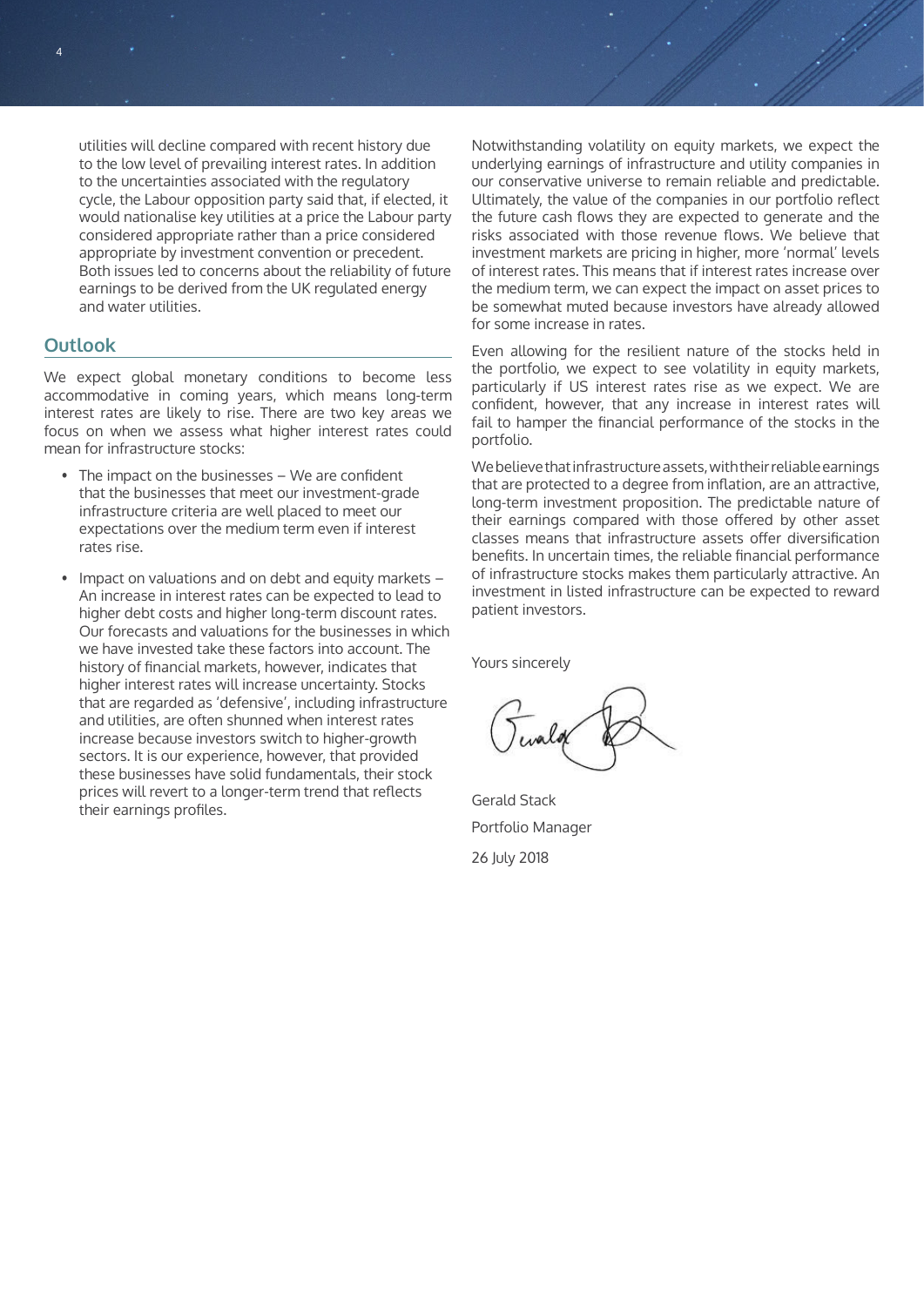utilities will decline compared with recent history due to the low level of prevailing interest rates. In addition to the uncertainties associated with the regulatory cycle, the Labour opposition party said that, if elected, it would nationalise key utilities at a price the Labour party considered appropriate rather than a price considered appropriate by investment convention or precedent. Both issues led to concerns about the reliability of future earnings to be derived from the UK regulated energy and water utilities.

## Outlook

We expect global monetary conditions to become less accommodative in coming years, which means long-term interest rates are likely to rise. There are two key areas we focus on when we assess what higher interest rates could mean for infrastructure stocks:

- The impact on the businesses – We are confident that the businesses that meet our investment-grade infrastructure criteria are well placed to meet our expectations over the medium term even if interest rates rise.
- Impact on valuations and on debt and equity markets – An increase in interest rates can be expected to lead to higher debt costs and higher long-term discount rates. Our forecasts and valuations for the businesses in which we have invested take these factors into account. The history of financial markets, however, indicates that higher interest rates will increase uncertainty. Stocks that are regarded as 'defensive', including infrastructure and utilities, are often shunned when interest rates increase because investors switch to higher-growth sectors. It is our experience, however, that provided these businesses have solid fundamentals, their stock prices will revert to a longer-term trend that reflects their earnings profiles.

Notwithstanding volatility on equity markets, we expect the underlying earnings of infrastructure and utility companies in our conservative universe to remain reliable and predictable. Ultimately, the value of the companies in our portfolio reflect the future cash flows they are expected to generate and the risks associated with those revenue flows. We believe that investment markets are pricing in higher, more 'normal' levels of interest rates. This means that if interest rates increase over the medium term, we can expect the impact on asset prices to be somewhat muted because investors have already allowed for some increase in rates.

Even allowing for the resilient nature of the stocks held in the portfolio, we expect to see volatility in equity markets, particularly if US interest rates rise as we expect. We are confident, however, that any increase in interest rates will fail to hamper the financial performance of the stocks in the portfolio.

We believe that infrastructure assets, with their reliable earnings that are protected to a degree from inflation, are an attractive, long-term investment proposition. The predictable nature of their earnings compared with those offered by other asset classes means that infrastructure assets offer diversification benefits. In uncertain times, the reliable financial performance of infrastructure stocks makes them particularly attractive. An investment in listed infrastructure can be expected to reward patient investors.

Yours sincerely

Gerald Stack

Portfolio Manager

26 July 2018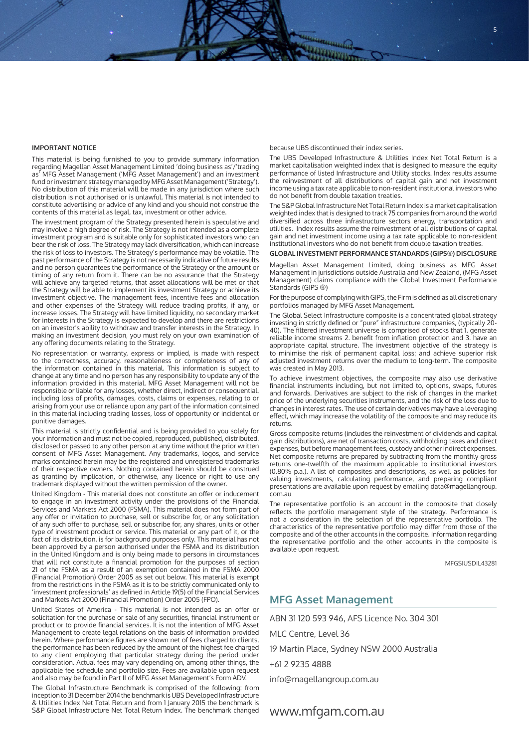## IMPORTANT NOTICE

This material is being furnished to you to provide summary information regarding Magellan Asset Management Limited 'doing business as'/'trading as' MFG Asset Management ('MFG Asset Management') and an investment fund or investment strategy managed by MFG Asset Management ('Strategy'). No distribution of this material will be made in any jurisdiction where such distribution is not authorised or is unlawful. This material is not intended to constitute advertising or advice of any kind and you should not construe the contents of this material as legal, tax, investment or other advice.

The investment program of the Strategy presented herein is speculative and may involve a high degree of risk. The Strategy is not intended as a complete investment program and is suitable only for sophisticated investors who can bear the risk of loss. The Strategy may lack diversification, which can increase the risk of loss to investors. The Strategy's performance may be volatile. The past performance of the Strategy is not necessarily indicative of future results and no person guarantees the performance of the Strategy or the amount or timing of any return from it. There can be no assurance that the Strategy will achieve any targeted returns, that asset allocations will be met or that the Strategy will be able to implement its investment Strategy or achieve its investment objective. The management fees, incentive fees and allocation and other expenses of the Strategy will reduce trading profits, if any, or increase losses. The Strategy will have limited liquidity, no secondary market for interests in the Strategy is expected to develop and there are restrictions on an investor's ability to withdraw and transfer interests in the Strategy. In making an investment decision, you must rely on your own examination of any offering documents relating to the Strategy.

No representation or warranty, express or implied, is made with respect to the correctness, accuracy, reasonableness or completeness of any of the information contained in this material. This information is subject to change at any time and no person has any responsibility to update any of the information provided in this material. MFG Asset Management will not be responsible or liable for any losses, whether direct, indirect or consequential, including loss of profits, damages, costs, claims or expenses, relating to or arising from your use or reliance upon any part of the information contained in this material including trading losses, loss of opportunity or incidental or punitive damages.

This material is strictly confidential and is being provided to you solely for your information and must not be copied, reproduced, published, distributed, disclosed or passed to any other person at any time without the prior written consent of MFG Asset Management. Any trademarks, logos, and service marks contained herein may be the registered and unregistered trademarks of their respective owners. Nothing contained herein should be construed as granting by implication, or otherwise, any licence or right to use any trademark displayed without the written permission of the owner.

United Kingdom - This material does not constitute an offer or inducement to engage in an investment activity under the provisions of the Financial Services and Markets Act 2000 (FSMA). This material does not form part of any offer or invitation to purchase, sell or subscribe for, or any solicitation of any such offer to purchase, sell or subscribe for, any shares, units or other type of investment product or service. This material or any part of it, or the fact of its distribution, is for background purposes only. This material has not been approved by a person authorised under the FSMA and its distribution in the United Kingdom and is only being made to persons in circumstances that will not constitute a financial promotion for the purposes of section 21 of the FSMA as a result of an exemption contained in the FSMA 2000 (Financial Promotion) Order 2005 as set out below. This material is exempt from the restrictions in the FSMA as it is to be strictly communicated only to 'investment professionals' as defined in Article 19(5) of the Financial Services and Markets Act 2000 (Financial Promotion) Order 2005 (FPO).

United States of America - This material is not intended as an offer or solicitation for the purchase or sale of any securities, financial instrument or product or to provide financial services. It is not the intention of MFG Asset Management to create legal relations on the basis of information provided herein. Where performance figures are shown net of fees charged to clients, the performance has been reduced by the amount of the highest fee charged to any client employing that particular strategy during the period under consideration. Actual fees may vary depending on, among other things, the applicable fee schedule and portfolio size. Fees are available upon request and also may be found in Part II of MFG Asset Management's Form ADV.

The Global Infrastructure Benchmark is comprised of the following: from inception to 31 December 2014 the benchmark is UBS Developed Infrastructure & Utilities Index Net Total Return and from 1 January 2015 the benchmark is S&P Global Infrastructure Net Total Return Index. The benchmark changed because UBS discontinued their index series.

The UBS Developed Infrastructure & Utilities Index Net Total Return is a market capitalisation weighted index that is designed to measure the equity performance of listed Infrastructure and Utility stocks. Index results assume the reinvestment of all distributions of capital gain and net investment income using a tax rate applicable to non-resident institutional investors who do not benefit from double taxation treaties.

The S&P Global Infrastructure Net Total Return Index is a market capitalisation weighted index that is designed to track 75 companies from around the world diversified across three infrastructure sectors energy, transportation and utilities. Index results assume the reinvestment of all distributions of capital gain and net investment income using a tax rate applicable to non-resident institutional investors who do not benefit from double taxation treaties.

**GLOBAL INVESTMENT PERFORMANCE STANDARDS (GIPS®) DISCLOSURE**

Magellan Asset Management Limited, doing business as MFG Asset Management in jurisdictions outside Australia and New Zealand, (MFG Asset Management) claims compliance with the Global Investment Performance Standards (GIPS ®)

For the purpose of complying with GIPS, the Firm is defined as all discretionary portfolios managed by MFG Asset Management.

The Global Select Infrastructure composite is a concentrated global strategy investing in strictly defined or "pure" infrastructure companies, (typically 20-40). The filtered investment universe is comprised of stocks that 1. generate reliable income streams 2. benefit from inflation protection and 3. have an appropriate capital structure. The investment objective of the strategy is to minimise the risk of permanent capital loss; and achieve superior risk adjusted investment returns over the medium to long-term. The composite was created in May 2013.

To achieve investment objectives, the composite may also use derivative financial instruments including, but not limited to, options, swaps, futures and forwards. Derivatives are subject to the risk of changes in the market price of the underlying securities instruments, and the risk of the loss due to changes in interest rates. The use of certain derivatives may have a leveraging effect, which may increase the volatility of the composite and may reduce its returns.

Gross composite returns (includes the reinvestment of dividends and capital gain distributions), are net of transaction costs, withholding taxes and direct expenses, but before management fees, custody and other indirect expenses. Net composite returns are prepared by subtracting from the monthly gross returns one-twelfth of the maximum applicable to institutional investors (0.80% p.a.). A list of composites and descriptions, as well as policies for valuing investments, calculating performance, and preparing compliant presentations are available upon request by emailing data@magellangroup.com.au

The representative portfolio is an account in the composite that closely reflects the portfolio management style of the strategy. Performance is not a consideration in the selection of the representative portfolio. The characteristics of the representative portfolio may differ from those of the composite and of the other accounts in the composite. Information regarding the representative portfolio and the other accounts in the composite is available upon request.

MFGSIUSDIL43281

## MFG Asset Management

ABN 31 120 593 946, AFS Licence No. 304 301

MLC Centre, Level 36

19 Martin Place, Sydney NSW 2000 Australia

+61 2 9235 4888

info@magellangroup.com.au

www.mfgam.com.au